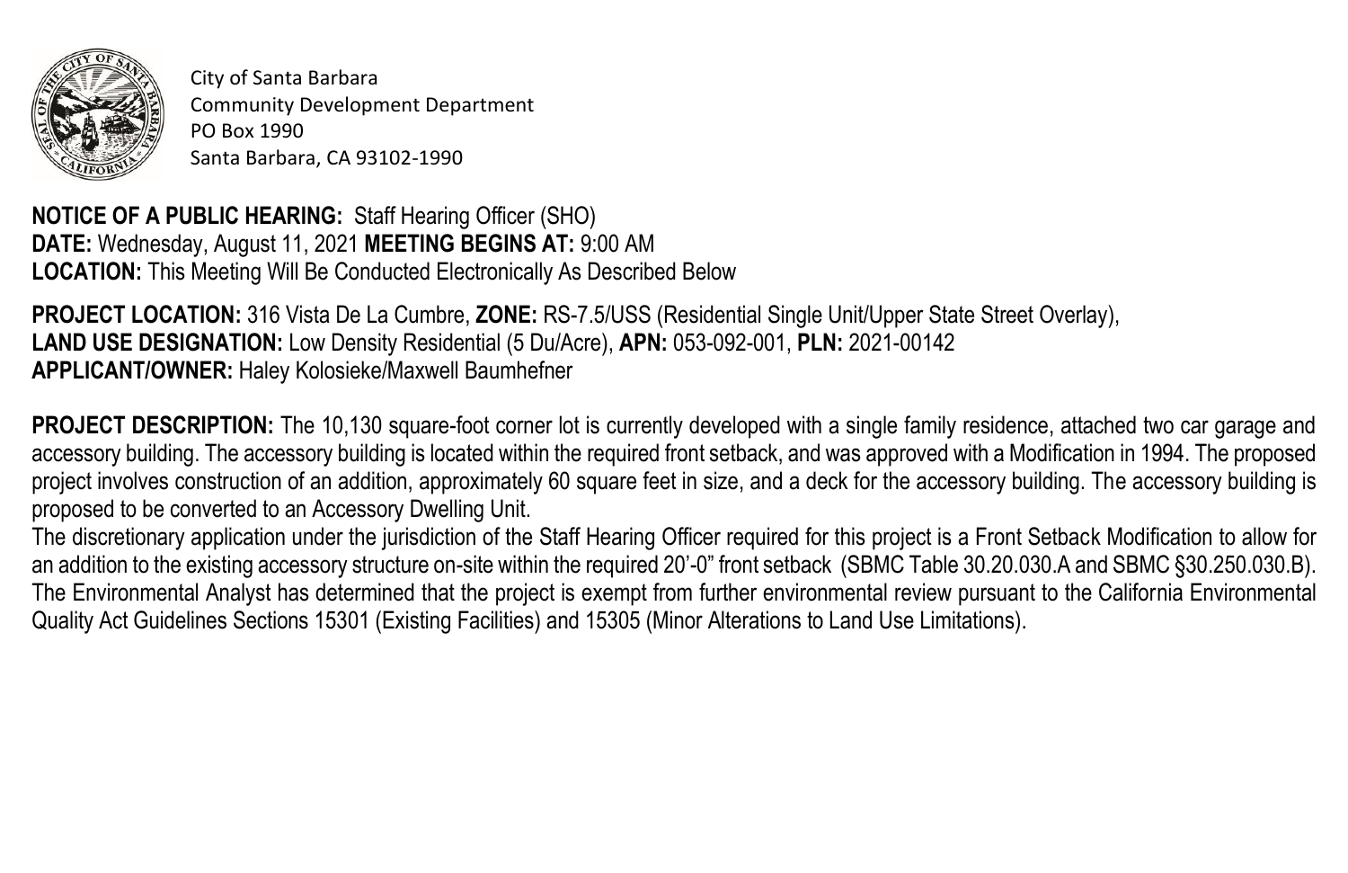City of Santa Barbara
Community Development Department
PO Box 1990
Santa Barbara, CA 93102-1990

**NOTICE OF A PUBLIC HEARING:** Staff Hearing Officer (SHO)
**DATE:** Wednesday, August 11, 2021 **MEETING BEGINS AT:** 9:00 AM
**LOCATION:** This Meeting Will Be Conducted Electronically As Described Below

**PROJECT LOCATION:** 316 Vista De La Cumbre, **ZONE:** RS-7.5/USS (Residential Single Unit/Upper State Street Overlay),
**LAND USE DESIGNATION:** Low Density Residential (5 Du/Acre), **APN:** 053-092-001, **PLN:** 2021-00142
**APPLICANT/OWNER:** Haley Kolosieke/Maxwell Baumhefner

**PROJECT DESCRIPTION:** The 10,130 square-foot corner lot is currently developed with a single family residence, attached two car garage and accessory building. The accessory building is located within the required front setback, and was approved with a Modification in 1994. The proposed project involves construction of an addition, approximately 60 square feet in size, and a deck for the accessory building. The accessory building is proposed to be converted to an Accessory Dwelling Unit.
The discretionary application under the jurisdiction of the Staff Hearing Officer required for this project is a Front Setback Modification to allow for an addition to the existing accessory structure on-site within the required 20'-0" front setback (SBMC Table 30.20.030.A and SBMC §30.250.030.B). The Environmental Analyst has determined that the project is exempt from further environmental review pursuant to the California Environmental Quality Act Guidelines Sections 15301 (Existing Facilities) and 15305 (Minor Alterations to Land Use Limitations).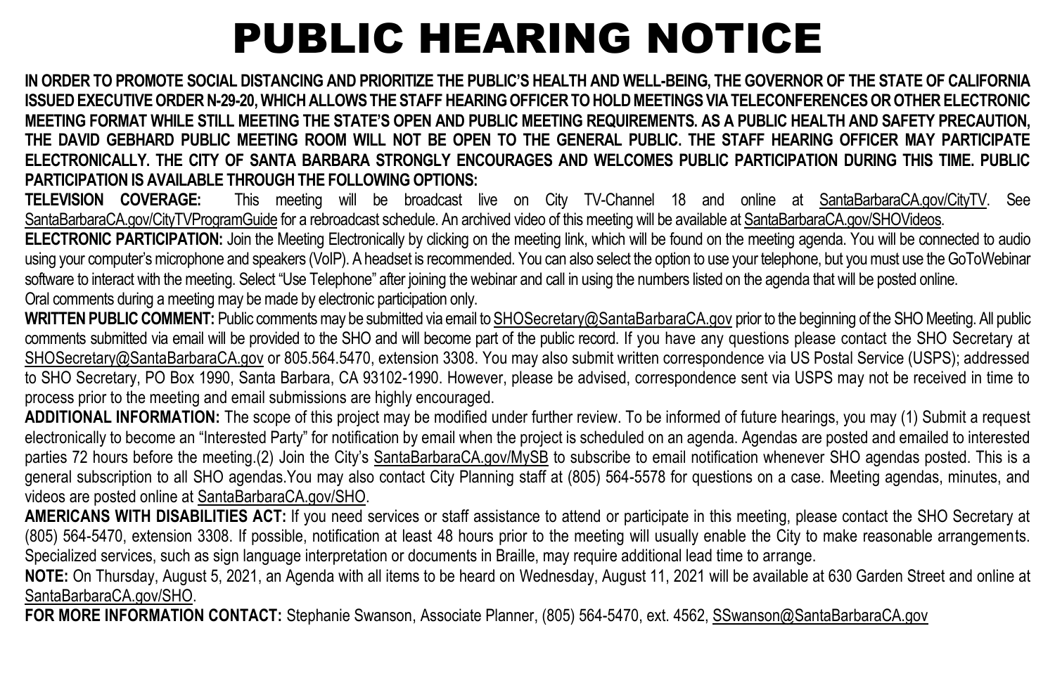# PUBLIC HEARING NOTICE

**IN ORDER TO PROMOTE SOCIAL DISTANCING AND PRIORITIZE THE PUBLIC'S HEALTH AND WELL-BEING, THE GOVERNOR OF THE STATE OF CALIFORNIA ISSUED EXECUTIVE ORDER N-29-20, WHICH ALLOWS THE STAFF HEARING OFFICER TO HOLD MEETINGS VIA TELECONFERENCES OR OTHER ELECTRONIC MEETING FORMAT WHILE STILL MEETING THE STATE'S OPEN AND PUBLIC MEETING REQUIREMENTS. AS A PUBLIC HEALTH AND SAFETY PRECAUTION, THE DAVID GEBHARD PUBLIC MEETING ROOM WILL NOT BE OPEN TO THE GENERAL PUBLIC. THE STAFF HEARING OFFICER MAY PARTICIPATE ELECTRONICALLY. THE CITY OF SANTA BARBARA STRONGLY ENCOURAGES AND WELCOMES PUBLIC PARTICIPATION DURING THIS TIME. PUBLIC PARTICIPATION IS AVAILABLE THROUGH THE FOLLOWING OPTIONS:**

**TELEVISION COVERAGE:** This meeting will be broadcast live on City TV-Channel 18 and online at SantaBarbaraCA.gov/CityTV. See SantaBarbaraCA.gov/CityTVProgramGuide for a rebroadcast schedule. An archived video of this meeting will be available at SantaBarbaraCA.gov/SHOVideos.

**ELECTRONIC PARTICIPATION:** Join the Meeting Electronically by clicking on the meeting link, which will be found on the meeting agenda. You will be connected to audio using your computer's microphone and speakers (VoIP). A headset is recommended. You can also select the option to use your telephone, but you must use the GoToWebinar software to interact with the meeting. Select "Use Telephone" after joining the webinar and call in using the numbers listed on the agenda that will be posted online.

Oral comments during a meeting may be made by electronic participation only.

**WRITTEN PUBLIC COMMENT:** Public comments may be submitted via email to SHOSecretary@SantaBarbaraCA.gov prior to the beginning of the SHO Meeting. All public comments submitted via email will be provided to the SHO and will become part of the public record. If you have any questions please contact the SHO Secretary at SHOSecretary@SantaBarbaraCA.gov or 805.564.5470, extension 3308. You may also submit written correspondence via US Postal Service (USPS); addressed to SHO Secretary, PO Box 1990, Santa Barbara, CA 93102-1990. However, please be advised, correspondence sent via USPS may not be received in time to process prior to the meeting and email submissions are highly encouraged.

**ADDITIONAL INFORMATION:** The scope of this project may be modified under further review. To be informed of future hearings, you may (1) Submit a request electronically to become an "Interested Party" for notification by email when the project is scheduled on an agenda. Agendas are posted and emailed to interested parties 72 hours before the meeting.(2) Join the City's SantaBarbaraCA.gov/MySB to subscribe to email notification whenever SHO agendas posted. This is a general subscription to all SHO agendas.You may also contact City Planning staff at (805) 564-5578 for questions on a case. Meeting agendas, minutes, and videos are posted online at SantaBarbaraCA.gov/SHO.

**AMERICANS WITH DISABILITIES ACT:** If you need services or staff assistance to attend or participate in this meeting, please contact the SHO Secretary at (805) 564-5470, extension 3308. If possible, notification at least 48 hours prior to the meeting will usually enable the City to make reasonable arrangements. Specialized services, such as sign language interpretation or documents in Braille, may require additional lead time to arrange.

**NOTE:** On Thursday, August 5, 2021, an Agenda with all items to be heard on Wednesday, August 11, 2021 will be available at 630 Garden Street and online at SantaBarbaraCA.gov/SHO.

**FOR MORE INFORMATION CONTACT:** Stephanie Swanson, Associate Planner, (805) 564-5470, ext. 4562, SSwanson@SantaBarbaraCA.gov